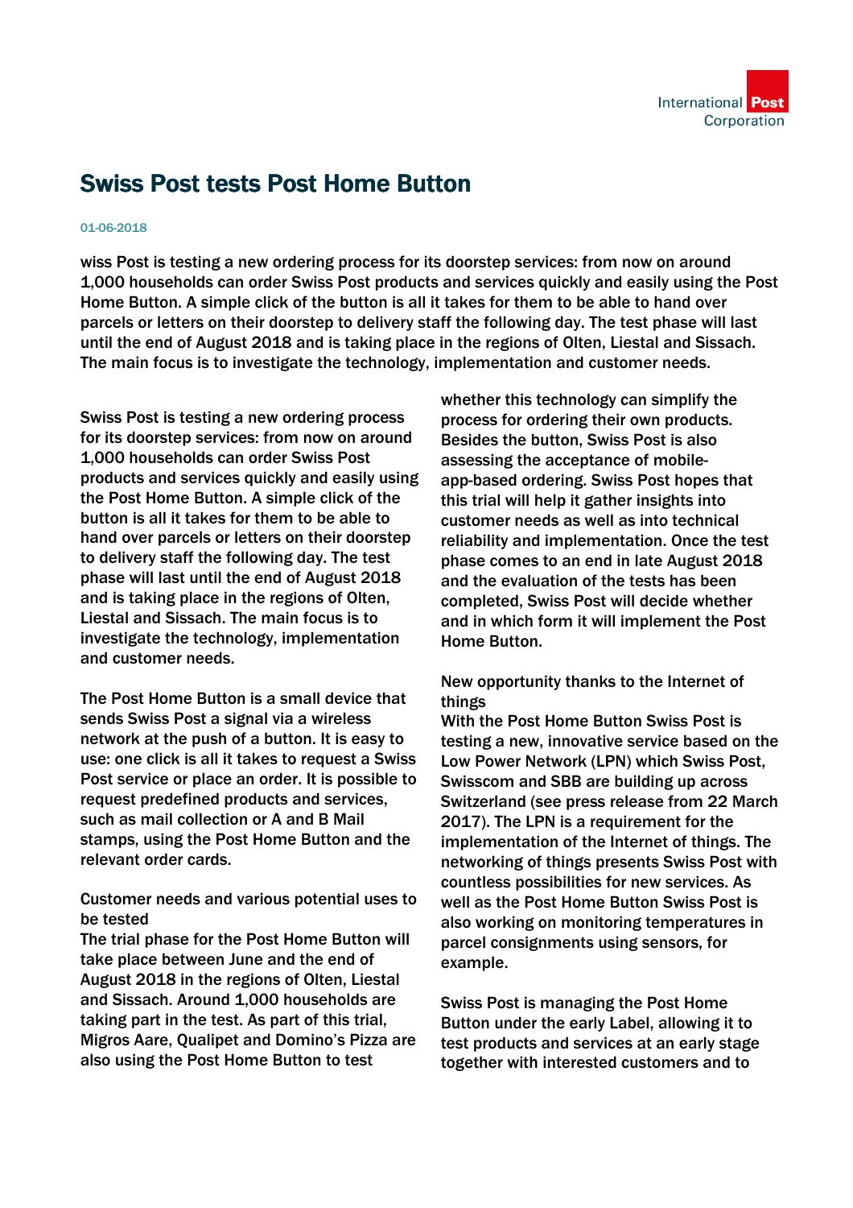# Swiss Post tests Post Home Button

01-06-2018

wiss Post is testing a new ordering process for its doorstep services: from now on around 1,000 households can order Swiss Post products and services quickly and easily using the Post Home Button. A simple click of the button is all it takes for them to be able to hand over parcels or letters on their doorstep to delivery staff the following day. The test phase will last until the end of August 2018 and is taking place in the regions of Olten, Liestal and Sissach. The main focus is to investigate the technology, implementation and customer needs.

Swiss Post is testing a new ordering process for its doorstep services: from now on around 1,000 households can order Swiss Post products and services quickly and easily using the Post Home Button. A simple click of the button is all it takes for them to be able to hand over parcels or letters on their doorstep to delivery staff the following day. The test phase will last until the end of August 2018 and is taking place in the regions of Olten, Liestal and Sissach. The main focus is to investigate the technology, implementation and customer needs.

The Post Home Button is a small device that sends Swiss Post a signal via a wireless network at the push of a button. It is easy to use: one click is all it takes to request a Swiss Post service or place an order. It is possible to request predefined products and services, such as mail collection or A and B Mail stamps, using the Post Home Button and the relevant order cards.

Customer needs and various potential uses to be tested

The trial phase for the Post Home Button will take place between June and the end of August 2018 in the regions of Olten, Liestal and Sissach. Around 1,000 households are taking part in the test. As part of this trial, Migros Aare, Qualipet and Domino's Pizza are also using the Post Home Button to test whether this technology can simplify the process for ordering their own products. Besides the button, Swiss Post is also assessing the acceptance of mobile-app-based ordering. Swiss Post hopes that this trial will help it gather insights into customer needs as well as into technical reliability and implementation. Once the test phase comes to an end in late August 2018 and the evaluation of the tests has been completed, Swiss Post will decide whether and in which form it will implement the Post Home Button.

New opportunity thanks to the Internet of things

With the Post Home Button Swiss Post is testing a new, innovative service based on the Low Power Network (LPN) which Swiss Post, Swisscom and SBB are building up across Switzerland (see press release from 22 March 2017). The LPN is a requirement for the implementation of the Internet of things. The networking of things presents Swiss Post with countless possibilities for new services. As well as the Post Home Button Swiss Post is also working on monitoring temperatures in parcel consignments using sensors, for example.

Swiss Post is managing the Post Home Button under the early Label, allowing it to test products and services at an early stage together with interested customers and to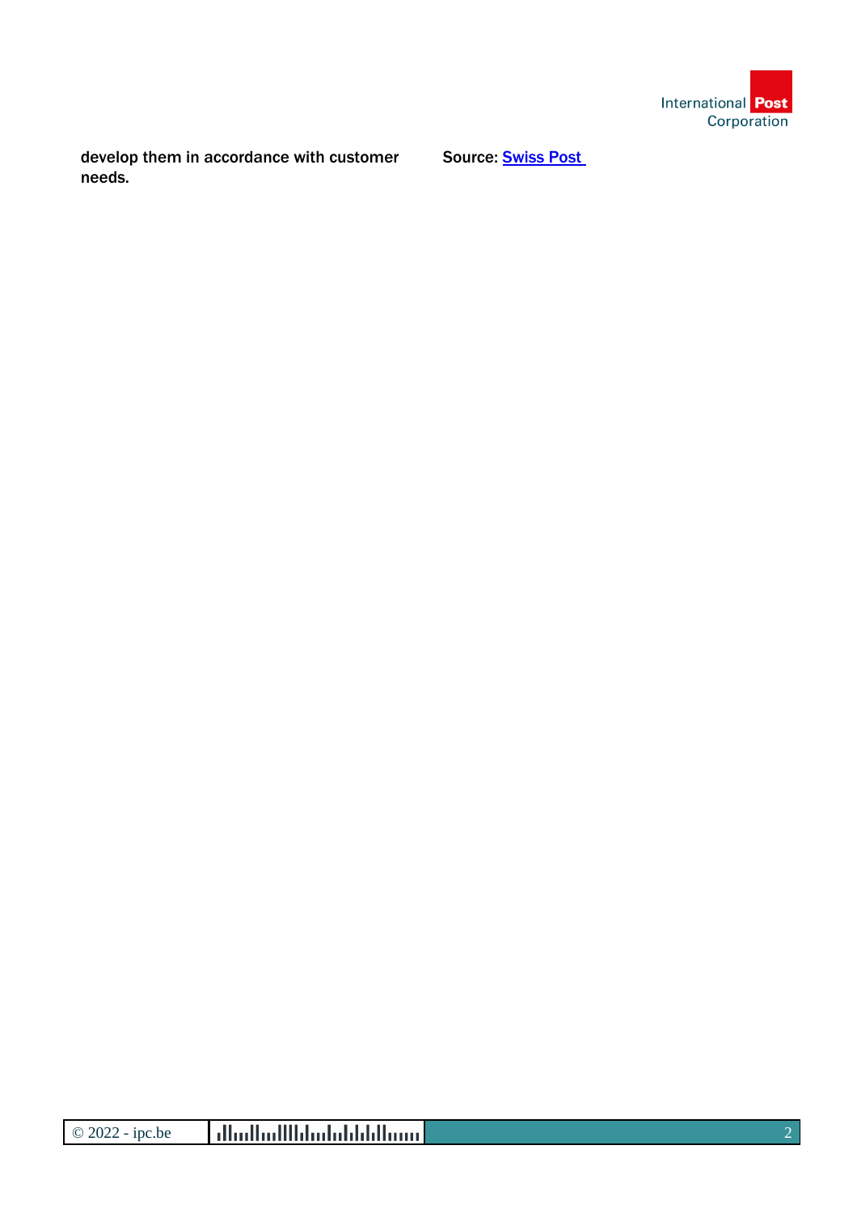**develop them in accordance with customer needs.**

**Source: Swiss Post**